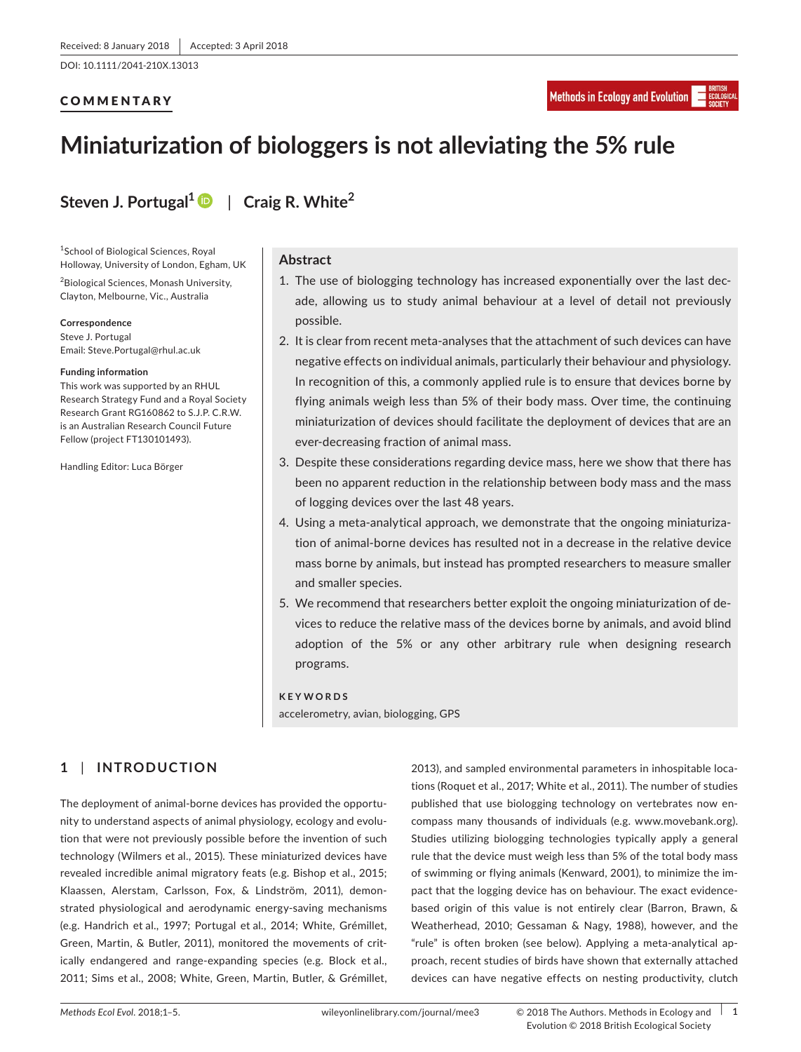Received: 8 January 2018 | Accepted: 3 April 2018

DOI: 10.1111/2041-210X.13013

COMMENTARY

# Miniaturization of biologgers is not alleviating the 5% rule

**Steven J. Portugal[1]** | **Craig R. White[2]**

[1]School of Biological Sciences, Royal Holloway, University of London, Egham, UK

[2]Biological Sciences, Monash University, Clayton, Melbourne, Vic., Australia

**Correspondence**
Steve J. Portugal
Email: Steve.Portugal@rhul.ac.uk

**Funding information**
This work was supported by an RHUL Research Strategy Fund and a Royal Society Research Grant RG160862 to S.J.P. C.R.W. is an Australian Research Council Future Fellow (project FT130101493).

Handling Editor: Luca Börger

## Abstract

1. The use of biologging technology has increased exponentially over the last decade, allowing us to study animal behaviour at a level of detail not previously possible.
2. It is clear from recent meta-analyses that the attachment of such devices can have negative effects on individual animals, particularly their behaviour and physiology. In recognition of this, a commonly applied rule is to ensure that devices borne by flying animals weigh less than 5% of their body mass. Over time, the continuing miniaturization of devices should facilitate the deployment of devices that are an ever-decreasing fraction of animal mass.
3. Despite these considerations regarding device mass, here we show that there has been no apparent reduction in the relationship between body mass and the mass of logging devices over the last 48 years.
4. Using a meta-analytical approach, we demonstrate that the ongoing miniaturization of animal-borne devices has resulted not in a decrease in the relative device mass borne by animals, but instead has prompted researchers to measure smaller and smaller species.
5. We recommend that researchers better exploit the ongoing miniaturization of devices to reduce the relative mass of the devices borne by animals, and avoid blind adoption of the 5% or any other arbitrary rule when designing research programs.

**KEYWORDS**

accelerometry, avian, biologging, GPS

## 1 | INTRODUCTION

The deployment of animal-borne devices has provided the opportunity to understand aspects of animal physiology, ecology and evolution that were not possible before the invention of such technology (Wilmers et al., 2015). These miniaturized devices have revealed incredible animal migratory feats (e.g. Bishop et al., 2015; Klaassen, Alerstam, Carlsson, Fox, & Lindström, 2011), demonstrated physiological and aerodynamic energy-saving mechanisms (e.g. Handrich et al., 1997; Portugal et al., 2014; White, Grémillet, Green, Martin, & Butler, 2011), monitored the movements of critically endangered and range-expanding species (e.g. Block et al., 2011; Sims et al., 2008; White, Green, Martin, Butler, & Grémillet, 2013), and sampled environmental parameters in inhospitable locations (Roquet et al., 2017; White et al., 2011). The number of studies published that use biologging technology on vertebrates now encompass many thousands of individuals (e.g. www.movebank.org). Studies utilizing biologging technologies typically apply a general rule that the device must weigh less than 5% of the total body mass of swimming or flying animals (Kenward, 2001), to minimize the impact that the logging device has on behaviour. The exact evidence-based origin of this value is not entirely clear (Barron, Brawn, & Weatherhead, 2010; Gessaman & Nagy, 1988), however, and the "rule" is often broken (see below). Applying a meta-analytical approach, recent studies of birds have shown that externally attached devices can have negative effects on nesting productivity, clutch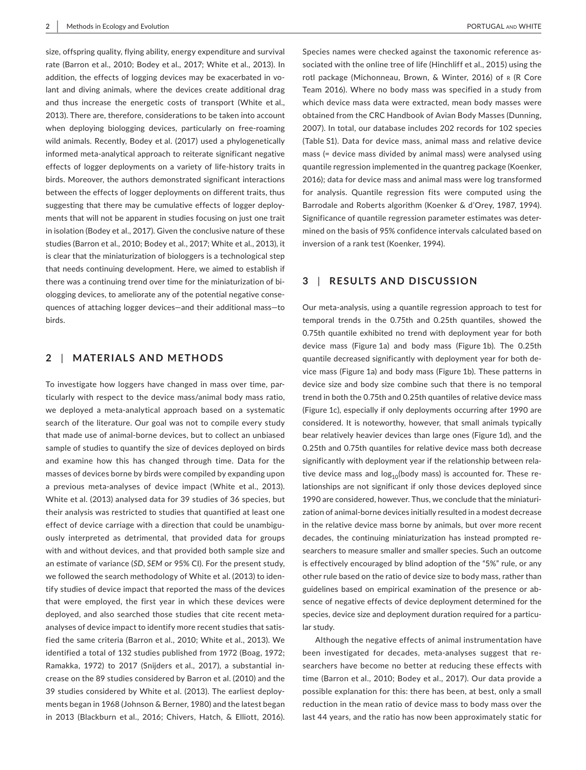size, offspring quality, flying ability, energy expenditure and survival rate (Barron et al., 2010; Bodey et al., 2017; White et al., 2013). In addition, the effects of logging devices may be exacerbated in volant and diving animals, where the devices create additional drag and thus increase the energetic costs of transport (White et al., 2013). There are, therefore, considerations to be taken into account when deploying biologging devices, particularly on free-roaming wild animals. Recently, Bodey et al. (2017) used a phylogenetically informed meta-analytical approach to reiterate significant negative effects of logger deployments on a variety of life-history traits in birds. Moreover, the authors demonstrated significant interactions between the effects of logger deployments on different traits, thus suggesting that there may be cumulative effects of logger deployments that will not be apparent in studies focusing on just one trait in isolation (Bodey et al., 2017). Given the conclusive nature of these studies (Barron et al., 2010; Bodey et al., 2017; White et al., 2013), it is clear that the miniaturization of biologgers is a technological step that needs continuing development. Here, we aimed to establish if there was a continuing trend over time for the miniaturization of biologging devices, to ameliorate any of the potential negative consequences of attaching logger devices—and their additional mass—to birds.

## 2 | MATERIALS AND METHODS

To investigate how loggers have changed in mass over time, particularly with respect to the device mass/animal body mass ratio, we deployed a meta-analytical approach based on a systematic search of the literature. Our goal was not to compile every study that made use of animal-borne devices, but to collect an unbiased sample of studies to quantify the size of devices deployed on birds and examine how this has changed through time. Data for the masses of devices borne by birds were compiled by expanding upon a previous meta-analyses of device impact (White et al., 2013). White et al. (2013) analysed data for 39 studies of 36 species, but their analysis was restricted to studies that quantified at least one effect of device carriage with a direction that could be unambiguously interpreted as detrimental, that provided data for groups with and without devices, and that provided both sample size and an estimate of variance (*SD*, *SEM* or 95% CI). For the present study, we followed the search methodology of White et al. (2013) to identify studies of device impact that reported the mass of the devices that were employed, the first year in which these devices were deployed, and also searched those studies that cite recent meta-analyses of device impact to identify more recent studies that satisfied the same criteria (Barron et al., 2010; White et al., 2013). We identified a total of 132 studies published from 1972 (Boag, 1972; Ramakka, 1972) to 2017 (Snijders et al., 2017), a substantial increase on the 89 studies considered by Barron et al. (2010) and the 39 studies considered by White et al. (2013). The earliest deployments began in 1968 (Johnson & Berner, 1980) and the latest began in 2013 (Blackburn et al., 2016; Chivers, Hatch, & Elliott, 2016). Species names were checked against the taxonomic reference associated with the online tree of life (Hinchliff et al., 2015) using the rotl package (Michonneau, Brown, & Winter, 2016) of R (R Core Team 2016). Where no body mass was specified in a study from which device mass data were extracted, mean body masses were obtained from the CRC Handbook of Avian Body Masses (Dunning, 2007). In total, our database includes 202 records for 102 species (Table S1). Data for device mass, animal mass and relative device mass (= device mass divided by animal mass) were analysed using quantile regression implemented in the quantreg package (Koenker, 2016); data for device mass and animal mass were log transformed for analysis. Quantile regression fits were computed using the Barrodale and Roberts algorithm (Koenker & d'Orey, 1987, 1994). Significance of quantile regression parameter estimates was determined on the basis of 95% confidence intervals calculated based on inversion of a rank test (Koenker, 1994).

## 3 | RESULTS AND DISCUSSION

Our meta-analysis, using a quantile regression approach to test for temporal trends in the 0.75th and 0.25th quantiles, showed the 0.75th quantile exhibited no trend with deployment year for both device mass (Figure 1a) and body mass (Figure 1b). The 0.25th quantile decreased significantly with deployment year for both device mass (Figure 1a) and body mass (Figure 1b). These patterns in device size and body size combine such that there is no temporal trend in both the 0.75th and 0.25th quantiles of relative device mass (Figure 1c), especially if only deployments occurring after 1990 are considered. It is noteworthy, however, that small animals typically bear relatively heavier devices than large ones (Figure 1d), and the 0.25th and 0.75th quantiles for relative device mass both decrease significantly with deployment year if the relationship between relative device mass and $\log_{10}$(body mass) is accounted for. These relationships are not significant if only those devices deployed since 1990 are considered, however. Thus, we conclude that the miniaturization of animal-borne devices initially resulted in a modest decrease in the relative device mass borne by animals, but over more recent decades, the continuing miniaturization has instead prompted researchers to measure smaller and smaller species. Such an outcome is effectively encouraged by blind adoption of the "5%" rule, or any other rule based on the ratio of device size to body mass, rather than guidelines based on empirical examination of the presence or absence of negative effects of device deployment determined for the species, device size and deployment duration required for a particular study.

Although the negative effects of animal instrumentation have been investigated for decades, meta-analyses suggest that researchers have become no better at reducing these effects with time (Barron et al., 2010; Bodey et al., 2017). Our data provide a possible explanation for this: there has been, at best, only a small reduction in the mean ratio of device mass to body mass over the last 44 years, and the ratio has now been approximately static for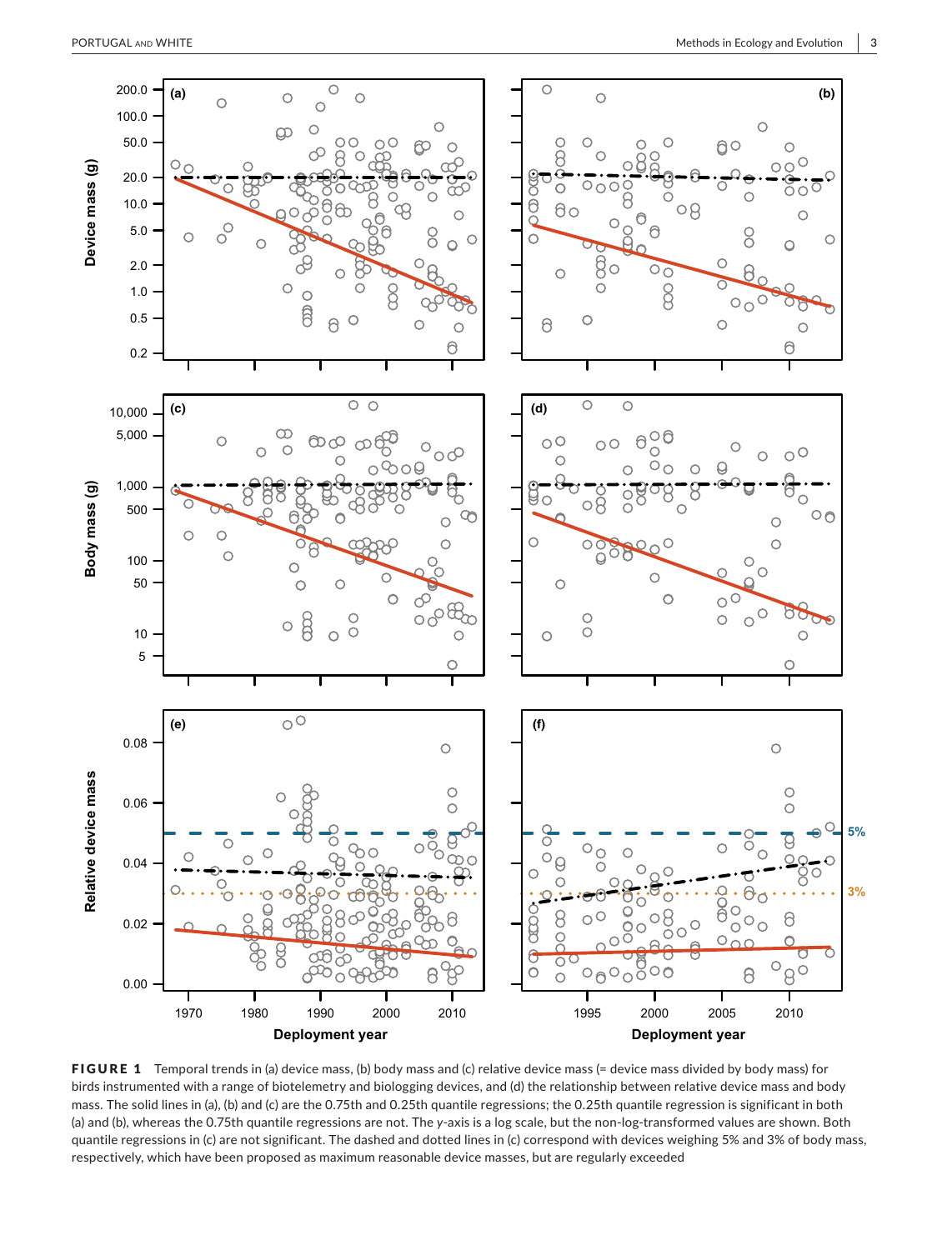**FIGURE 1** Temporal trends in (a) device mass, (b) body mass and (c) relative device mass (= device mass divided by body mass) for birds instrumented with a range of biotelemetry and biologging devices, and (d) the relationship between relative device mass and body mass. The solid lines in (a), (b) and (c) are the 0.75th and 0.25th quantile regressions; the 0.25th quantile regression is significant in both (a) and (b), whereas the 0.75th quantile regressions are not. The *y*-axis is a log scale, but the non-log-transformed values are shown. Both quantile regressions in (c) are not significant. The dashed and dotted lines in (c) correspond with devices weighing 5% and 3% of body mass, respectively, which have been proposed as maximum reasonable device masses, but are regularly exceeded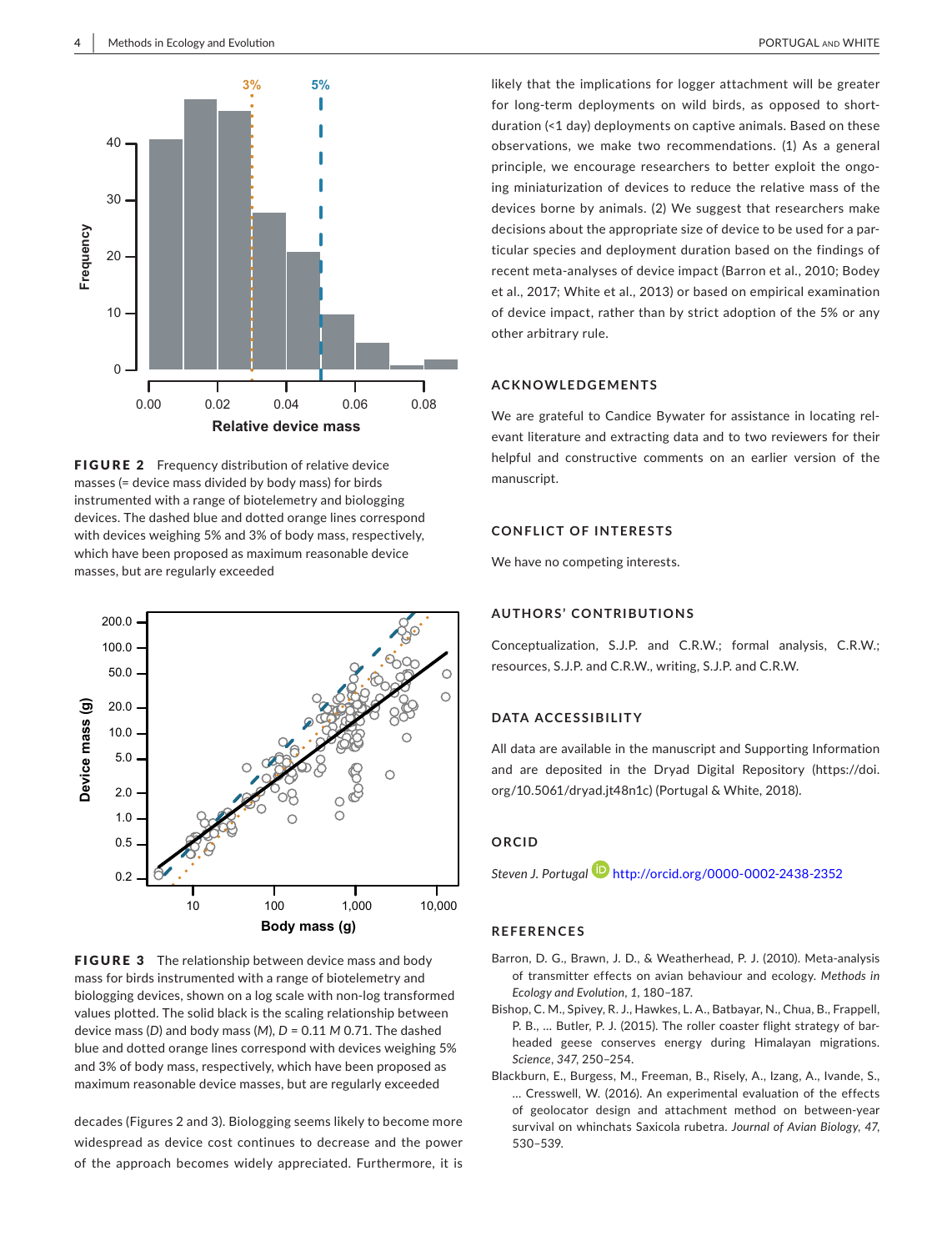**FIGURE 2** Frequency distribution of relative device masses (= device mass divided by body mass) for birds instrumented with a range of biotelemetry and biologging devices. The dashed blue and dotted orange lines correspond with devices weighing 5% and 3% of body mass, respectively, which have been proposed as maximum reasonable device masses, but are regularly exceeded

**FIGURE 3** The relationship between device mass and body mass for birds instrumented with a range of biotelemetry and biologging devices, shown on a log scale with non-log transformed values plotted. The solid black is the scaling relationship between device mass ($D$) and body mass ($M$), $D = 0.11\ M\ 0.71$. The dashed blue and dotted orange lines correspond with devices weighing 5% and 3% of body mass, respectively, which have been proposed as maximum reasonable device masses, but are regularly exceeded

decades (Figures 2 and 3). Biologging seems likely to become more widespread as device cost continues to decrease and the power of the approach becomes widely appreciated. Furthermore, it is likely that the implications for logger attachment will be greater for long-term deployments on wild birds, as opposed to short-duration (<1 day) deployments on captive animals. Based on these observations, we make two recommendations. (1) As a general principle, we encourage researchers to better exploit the ongoing miniaturization of devices to reduce the relative mass of the devices borne by animals. (2) We suggest that researchers make decisions about the appropriate size of device to be used for a particular species and deployment duration based on the findings of recent meta-analyses of device impact (Barron et al., 2010; Bodey et al., 2017; White et al., 2013) or based on empirical examination of device impact, rather than by strict adoption of the 5% or any other arbitrary rule.

## ACKNOWLEDGEMENTS

We are grateful to Candice Bywater for assistance in locating relevant literature and extracting data and to two reviewers for their helpful and constructive comments on an earlier version of the manuscript.

## CONFLICT OF INTERESTS

We have no competing interests.

## AUTHORS' CONTRIBUTIONS

Conceptualization, S.J.P. and C.R.W.; formal analysis, C.R.W.; resources, S.J.P. and C.R.W., writing, S.J.P. and C.R.W.

## DATA ACCESSIBILITY

All data are available in the manuscript and Supporting Information and are deposited in the Dryad Digital Repository (https://doi.org/10.5061/dryad.jt48n1c) (Portugal & White, 2018).

## ORCID

*Steven J. Portugal* http://orcid.org/0000-0002-2438-2352

## REFERENCES

Barron, D. G., Brawn, J. D., & Weatherhead, P. J. (2010). Meta-analysis of transmitter effects on avian behaviour and ecology. *Methods in Ecology and Evolution*, *1*, 180–187.

Bishop, C. M., Spivey, R. J., Hawkes, L. A., Batbayar, N., Chua, B., Frappell, P. B., … Butler, P. J. (2015). The roller coaster flight strategy of bar-headed geese conserves energy during Himalayan migrations. *Science*, *347*, 250–254.

Blackburn, E., Burgess, M., Freeman, B., Risely, A., Izang, A., Ivande, S., … Cresswell, W. (2016). An experimental evaluation of the effects of geolocator design and attachment method on between-year survival on whinchats Saxicola rubetra. *Journal of Avian Biology*, *47*, 530–539.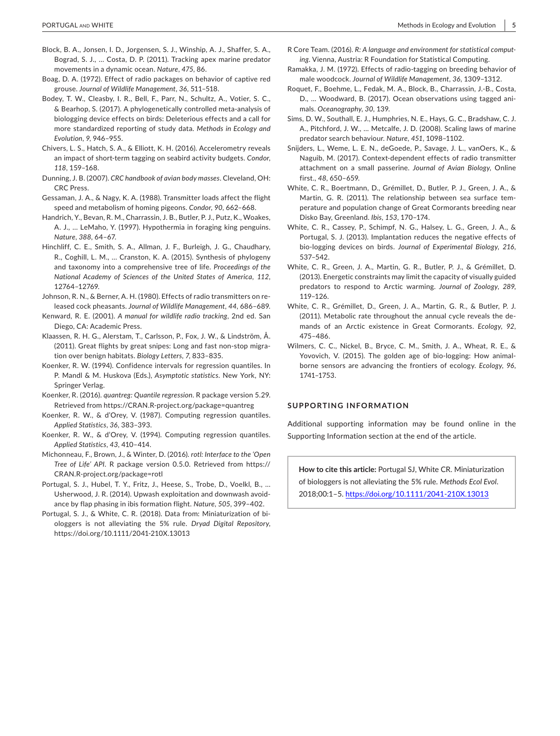Block, B. A., Jonsen, I. D., Jorgensen, S. J., Winship, A. J., Shaffer, S. A., Bograd, S. J., … Costa, D. P. (2011). Tracking apex marine predator movements in a dynamic ocean. *Nature*, *475*, 86.

Boag, D. A. (1972). Effect of radio packages on behavior of captive red grouse. *Journal of Wildlife Management*, *36*, 511–518.

Bodey, T. W., Cleasby, I. R., Bell, F., Parr, N., Schultz, A., Votier, S. C., & Bearhop, S. (2017). A phylogenetically controlled meta-analysis of biologging device effects on birds: Deleterious effects and a call for more standardized reporting of study data. *Methods in Ecology and Evolution*, *9*, 946–955.

Chivers, L. S., Hatch, S. A., & Elliott, K. H. (2016). Accelerometry reveals an impact of short-term tagging on seabird activity budgets. *Condor*, *118*, 159–168.

Dunning, J. B. (2007). *CRC handbook of avian body masses*. Cleveland, OH: CRC Press.

Gessaman, J. A., & Nagy, K. A. (1988). Transmitter loads affect the flight speed and metabolism of homing pigeons. *Condor*, *90*, 662–668.

Handrich, Y., Bevan, R. M., Charrassin, J. B., Butler, P. J., Putz, K., Woakes, A. J., … LeMaho, Y. (1997). Hypothermia in foraging king penguins. *Nature*, *388*, 64–67.

Hinchliff, C. E., Smith, S. A., Allman, J. F., Burleigh, J. G., Chaudhary, R., Coghill, L. M., … Cranston, K. A. (2015). Synthesis of phylogeny and taxonomy into a comprehensive tree of life. *Proceedings of the National Academy of Sciences of the United States of America*, *112*, 12764–12769.

Johnson, R. N., & Berner, A. H. (1980). Effects of radio transmitters on released cock pheasants. *Journal of Wildlife Management*, *44*, 686–689.

Kenward, R. E. (2001). *A manual for wildlife radio tracking*, 2nd ed. San Diego, CA: Academic Press.

Klaassen, R. H. G., Alerstam, T., Carlsson, P., Fox, J. W., & Lindström, Å. (2011). Great flights by great snipes: Long and fast non-stop migration over benign habitats. *Biology Letters*, *7*, 833–835.

Koenker, R. W. (1994). Confidence intervals for regression quantiles. In P. Mandl & M. Huskova (Eds.), *Asymptotic statistics*. New York, NY: Springer Verlag.

Koenker, R. (2016). *quantreg: Quantile regression*. R package version 5.29. Retrieved from https://CRAN.R-project.org/package=quantreg

Koenker, R. W., & d'Orey, V. (1987). Computing regression quantiles. *Applied Statistics*, *36*, 383–393.

Koenker, R. W., & d'Orey, V. (1994). Computing regression quantiles. *Applied Statistics*, *43*, 410–414.

Michonneau, F., Brown, J., & Winter, D. (2016). *rotl: Interface to the 'Open Tree of Life' API*. R package version 0.5.0. Retrieved from https://CRAN.R-project.org/package=rotl

Portugal, S. J., Hubel, T. Y., Fritz, J., Heese, S., Trobe, D., Voelkl, B., … Usherwood, J. R. (2014). Upwash exploitation and downwash avoidance by flap phasing in ibis formation flight. *Nature*, *505*, 399–402.

Portugal, S. J., & White, C. R. (2018). Data from: Miniaturization of biologgers is not alleviating the 5% rule. *Dryad Digital Repository*, https://doi.org/10.1111/2041-210X.13013

R Core Team. (2016). *R: A language and environment for statistical computing*. Vienna, Austria: R Foundation for Statistical Computing.

Ramakka, J. M. (1972). Effects of radio-tagging on breeding behavior of male woodcock. *Journal of Wildlife Management*, *36*, 1309–1312.

Roquet, F., Boehme, L., Fedak, M. A., Block, B., Charrassin, J.-B., Costa, D., … Woodward, B. (2017). Ocean observations using tagged animals. *Oceanography*, *30*, 139.

Sims, D. W., Southall, E. J., Humphries, N. E., Hays, G. C., Bradshaw, C. J. A., Pitchford, J. W., … Metcalfe, J. D. (2008). Scaling laws of marine predator search behaviour. *Nature*, *451*, 1098–1102.

Snijders, L., Weme, L. E. N., deGoede, P., Savage, J. L., vanOers, K., & Naguib, M. (2017). Context-dependent effects of radio transmitter attachment on a small passerine. *Journal of Avian Biology*, Online first., *48*, 650–659.

White, C. R., Boertmann, D., Grémillet, D., Butler, P. J., Green, J. A., & Martin, G. R. (2011). The relationship between sea surface temperature and population change of Great Cormorants breeding near Disko Bay, Greenland. *Ibis*, *153*, 170–174.

White, C. R., Cassey, P., Schimpf, N. G., Halsey, L. G., Green, J. A., & Portugal, S. J. (2013). Implantation reduces the negative effects of bio-logging devices on birds. *Journal of Experimental Biology*, *216*, 537–542.

White, C. R., Green, J. A., Martin, G. R., Butler, P. J., & Grémillet, D. (2013). Energetic constraints may limit the capacity of visually guided predators to respond to Arctic warming. *Journal of Zoology*, *289*, 119–126.

White, C. R., Grémillet, D., Green, J. A., Martin, G. R., & Butler, P. J. (2011). Metabolic rate throughout the annual cycle reveals the demands of an Arctic existence in Great Cormorants. *Ecology*, *92*, 475–486.

Wilmers, C. C., Nickel, B., Bryce, C. M., Smith, J. A., Wheat, R. E., & Yovovich, V. (2015). The golden age of bio-logging: How animal-borne sensors are advancing the frontiers of ecology. *Ecology*, *96*, 1741–1753.

## SUPPORTING INFORMATION

Additional supporting information may be found online in the Supporting Information section at the end of the article.

**How to cite this article:** Portugal SJ, White CR. Miniaturization of biologgers is not alleviating the 5% rule. *Methods Ecol Evol*. 2018;00:1–5. https://doi.org/10.1111/2041-210X.13013